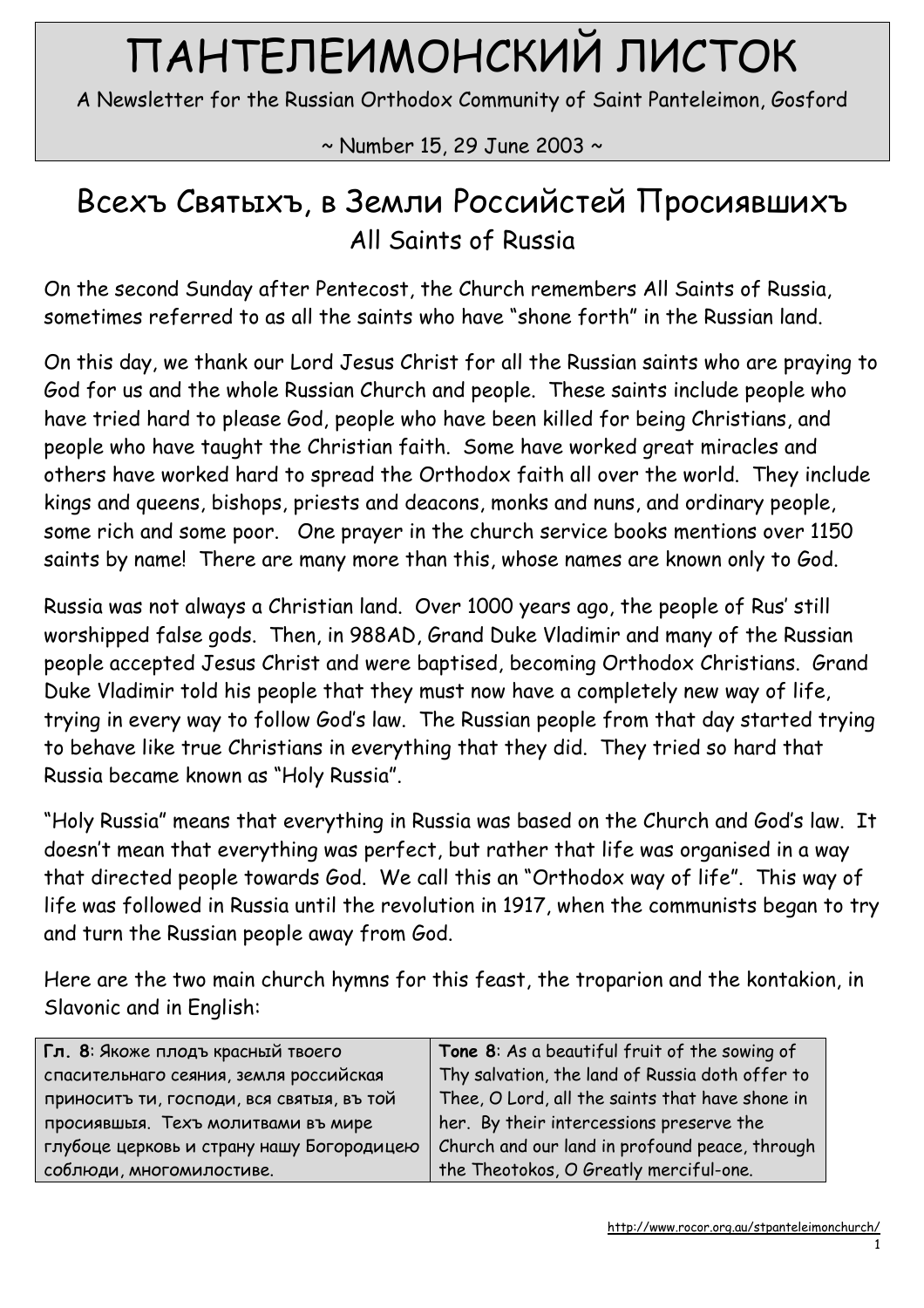# ПАНТЕЛЕИМОНСКИЙ ЛИСТОК

A Newsletter for the Russian Orthodox Community of Saint Panteleimon, Gosford

~ Number 15, 29 June 2003 ~

## Всехъ Святыхъ, в Земли Российстей Просиявшихъ

### All Saints of Russia

On the second Sunday after Pentecost, the Church remembers All Saints of Russia, sometimes referred to as all the saints who have "shone forth" in the Russian land.

On this day, we thank our Lord Jesus Christ for all the Russian saints who are praying to God for us and the whole Russian Church and people. These saints include people who have tried hard to please God, people who have been killed for being Christians, and people who have taught the Christian faith. Some have worked great miracles and others have worked hard to spread the Orthodox faith all over the world. They include kings and queens, bishops, priests and deacons, monks and nuns, and ordinary people, some rich and some poor. One prayer in the church service books mentions over 1150 saints by name! There are many more than this, whose names are known only to God.

Russia was not always a Christian land. Over 1000 years ago, the people of Rus' still worshipped false gods. Then, in 988AD, Grand Duke Vladimir and many of the Russian people accepted Jesus Christ and were baptised, becoming Orthodox Christians. Grand Duke Vladimir told his people that they must now have a completely new way of life, trying in every way to follow God's law. The Russian people from that day started trying to behave like true Christians in everything that they did. They tried so hard that Russia became known as "Holy Russia".

"Holy Russia" means that everything in Russia was based on the Church and God's law. It doesn't mean that everything was perfect, but rather that life was organised in a way that directed people towards God. We call this an "Orthodox way of life". This way of life was followed in Russia until the revolution in 1917, when the communists began to try and turn the Russian people away from God.

Here are the two main church hymns for this feast, the troparion and the kontakion, in Slavonic and in English:

| **Гл. 8**: Якоже плодъ красный твоего спасительнаго сеяния, земля российская приноситъ ти, господи, вся святыя, въ той просиявшыя. Техъ молитвами въ мире глубоце церковь и страну нашу Богородицею соблюди, многомилостиве. | **Tone 8**: As a beautiful fruit of the sowing of Thy salvation, the land of Russia doth offer to Thee, O Lord, all the saints that have shone in her. By their intercessions preserve the Church and our land in profound peace, through the Theotokos, O Greatly merciful-one. |
|---|---|

http://www.rocor.org.au/stpanteleimonchurch/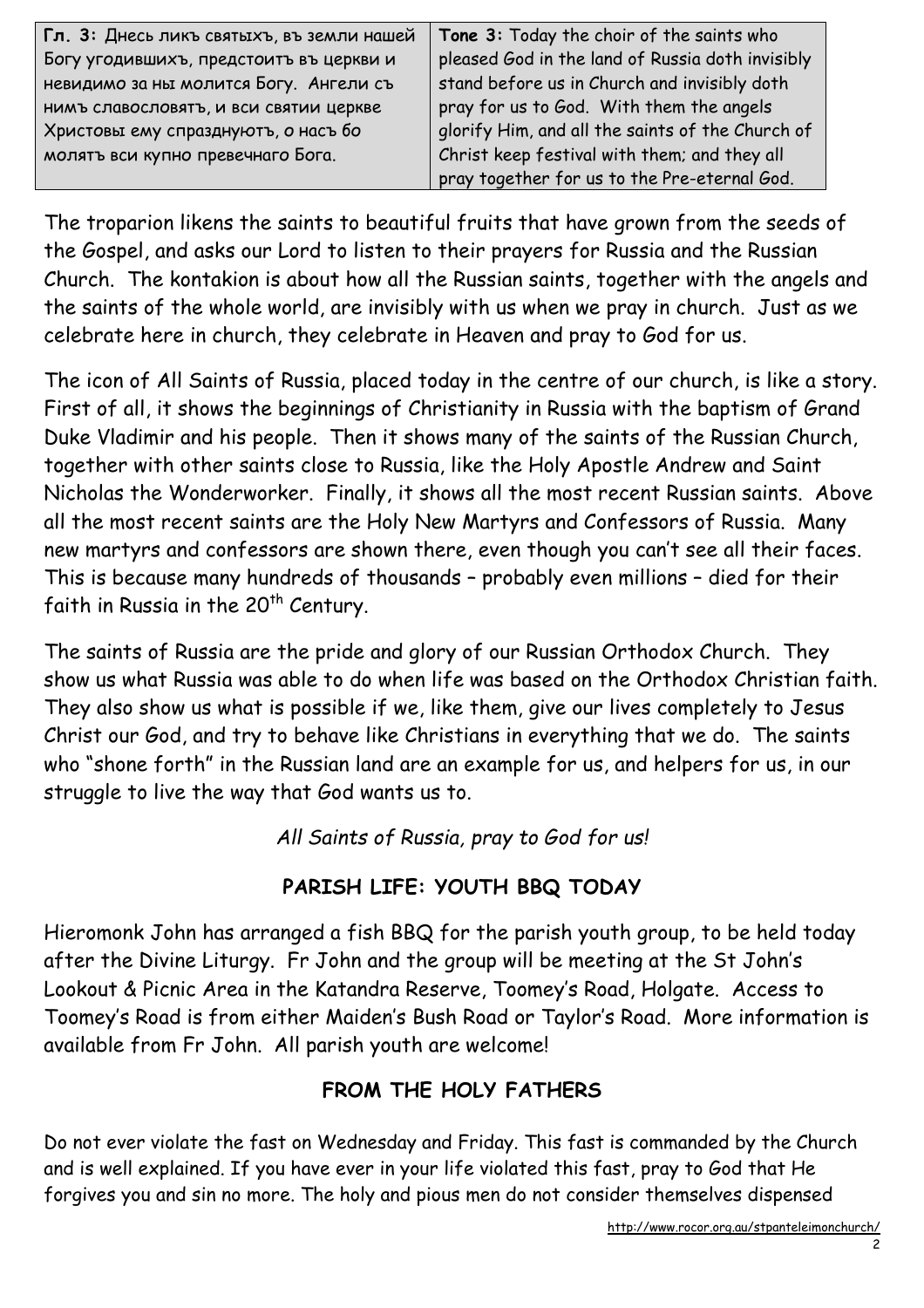| **Гл. 3:** Днесь ликъ святыхъ, въ земли нашей Богу угодившихъ, предстоитъ въ церкви и невидимо за ны молится Богу. Ангели съ нимъ славословятъ, и вси святии церкве Христовы ему спразднуютъ, о насъ бо молятъ вси купно превечнаго Бога. | **Tone 3:** Today the choir of the saints who pleased God in the land of Russia doth invisibly stand before us in Church and invisibly doth pray for us to God. With them the angels glorify Him, and all the saints of the Church of Christ keep festival with them; and they all pray together for us to the Pre-eternal God. |
|---|---|

The troparion likens the saints to beautiful fruits that have grown from the seeds of the Gospel, and asks our Lord to listen to their prayers for Russia and the Russian Church. The kontakion is about how all the Russian saints, together with the angels and the saints of the whole world, are invisibly with us when we pray in church. Just as we celebrate here in church, they celebrate in Heaven and pray to God for us.

The icon of All Saints of Russia, placed today in the centre of our church, is like a story. First of all, it shows the beginnings of Christianity in Russia with the baptism of Grand Duke Vladimir and his people. Then it shows many of the saints of the Russian Church, together with other saints close to Russia, like the Holy Apostle Andrew and Saint Nicholas the Wonderworker. Finally, it shows all the most recent Russian saints. Above all the most recent saints are the Holy New Martyrs and Confessors of Russia. Many new martyrs and confessors are shown there, even though you can't see all their faces. This is because many hundreds of thousands – probably even millions – died for their faith in Russia in the 20th Century.

The saints of Russia are the pride and glory of our Russian Orthodox Church. They show us what Russia was able to do when life was based on the Orthodox Christian faith. They also show us what is possible if we, like them, give our lives completely to Jesus Christ our God, and try to behave like Christians in everything that we do. The saints who "shone forth" in the Russian land are an example for us, and helpers for us, in our struggle to live the way that God wants us to.

*All Saints of Russia, pray to God for us!*

## PARISH LIFE: YOUTH BBQ TODAY

Hieromonk John has arranged a fish BBQ for the parish youth group, to be held today after the Divine Liturgy. Fr John and the group will be meeting at the St John's Lookout & Picnic Area in the Katandra Reserve, Toomey's Road, Holgate. Access to Toomey's Road is from either Maiden's Bush Road or Taylor's Road. More information is available from Fr John. All parish youth are welcome!

## FROM THE HOLY FATHERS

Do not ever violate the fast on Wednesday and Friday. This fast is commanded by the Church and is well explained. If you have ever in your life violated this fast, pray to God that He forgives you and sin no more. The holy and pious men do not consider themselves dispensed

http://www.rocor.org.au/stpanteleimonchurch/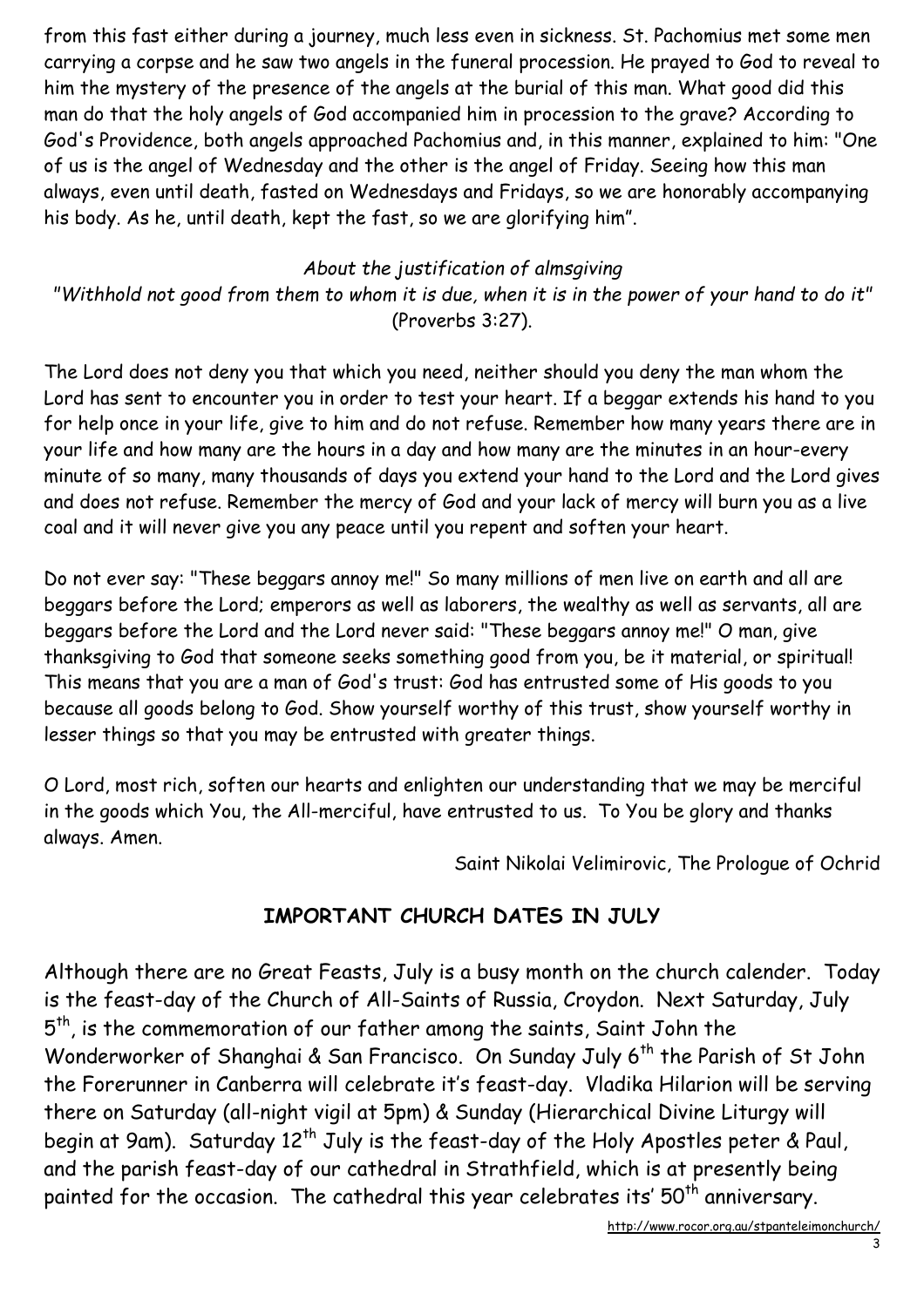from this fast either during a journey, much less even in sickness. St. Pachomius met some men carrying a corpse and he saw two angels in the funeral procession. He prayed to God to reveal to him the mystery of the presence of the angels at the burial of this man. What good did this man do that the holy angels of God accompanied him in procession to the grave? According to God's Providence, both angels approached Pachomius and, in this manner, explained to him: "One of us is the angel of Wednesday and the other is the angel of Friday. Seeing how this man always, even until death, fasted on Wednesdays and Fridays, so we are honorably accompanying his body. As he, until death, kept the fast, so we are glorifying him".

*About the justification of almsgiving*

*"Withhold not good from them to whom it is due, when it is in the power of your hand to do it"* (Proverbs 3:27).

The Lord does not deny you that which you need, neither should you deny the man whom the Lord has sent to encounter you in order to test your heart. If a beggar extends his hand to you for help once in your life, give to him and do not refuse. Remember how many years there are in your life and how many are the hours in a day and how many are the minutes in an hour-every minute of so many, many thousands of days you extend your hand to the Lord and the Lord gives and does not refuse. Remember the mercy of God and your lack of mercy will burn you as a live coal and it will never give you any peace until you repent and soften your heart.

Do not ever say: "These beggars annoy me!" So many millions of men live on earth and all are beggars before the Lord; emperors as well as laborers, the wealthy as well as servants, all are beggars before the Lord and the Lord never said: "These beggars annoy me!" O man, give thanksgiving to God that someone seeks something good from you, be it material, or spiritual! This means that you are a man of God's trust: God has entrusted some of His goods to you because all goods belong to God. Show yourself worthy of this trust, show yourself worthy in lesser things so that you may be entrusted with greater things.

O Lord, most rich, soften our hearts and enlighten our understanding that we may be merciful in the goods which You, the All-merciful, have entrusted to us. To You be glory and thanks always. Amen.

Saint Nikolai Velimirovic, The Prologue of Ochrid

## IMPORTANT CHURCH DATES IN JULY

Although there are no Great Feasts, July is a busy month on the church calender. Today is the feast-day of the Church of All-Saints of Russia, Croydon. Next Saturday, July 5th, is the commemoration of our father among the saints, Saint John the Wonderworker of Shanghai & San Francisco. On Sunday July 6th the Parish of St John the Forerunner in Canberra will celebrate it's feast-day. Vladika Hilarion will be serving there on Saturday (all-night vigil at 5pm) & Sunday (Hierarchical Divine Liturgy will begin at 9am). Saturday 12th July is the feast-day of the Holy Apostles peter & Paul, and the parish feast-day of our cathedral in Strathfield, which is at presently being painted for the occasion. The cathedral this year celebrates its' 50th anniversary.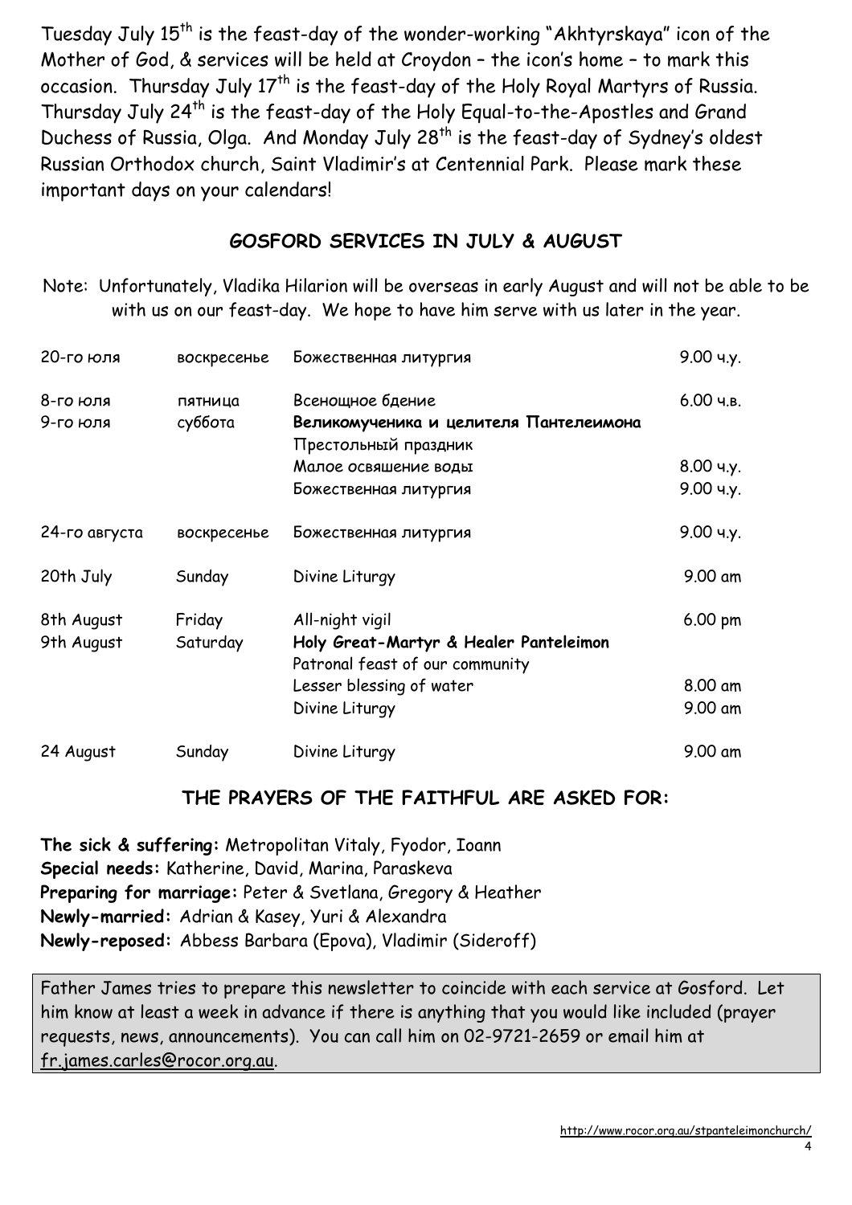Tuesday July 15th is the feast-day of the wonder-working "Akhtyrskaya" icon of the Mother of God, & services will be held at Croydon – the icon's home – to mark this occasion. Thursday July 17th is the feast-day of the Holy Royal Martyrs of Russia. Thursday July 24th is the feast-day of the Holy Equal-to-the-Apostles and Grand Duchess of Russia, Olga. And Monday July 28th is the feast-day of Sydney's oldest Russian Orthodox church, Saint Vladimir's at Centennial Park. Please mark these important days on your calendars!

## GOSFORD SERVICES IN JULY & AUGUST

Note: Unfortunately, Vladika Hilarion will be overseas in early August and will not be able to be with us on our feast-day. We hope to have him serve with us later in the year.

| | | | |
|---|---|---|---|
| 20-го юля | воскресенье | Божественная литургия | 9.00 ч.у. |
| 8-го юля | пятница | Всенощное бдение | 6.00 ч.в. |
| 9-го юля | суббота | **Великомученика и целителя Пантелеимона** | |
| | | Престольный праздник | |
| | | Малое освяшение воды | 8.00 ч.у. |
| | | Божественная литургия | 9.00 ч.у. |
| 24-го августа | воскресенье | Божественная литургия | 9.00 ч.у. |
| 20th July | Sunday | Divine Liturgy | 9.00 am |
| 8th August | Friday | All-night vigil | 6.00 pm |
| 9th August | Saturday | **Holy Great-Martyr & Healer Panteleimon** | |
| | | Patronal feast of our community | |
| | | Lesser blessing of water | 8.00 am |
| | | Divine Liturgy | 9.00 am |
| 24 August | Sunday | Divine Liturgy | 9.00 am |

## THE PRAYERS OF THE FAITHFUL ARE ASKED FOR:

**The sick & suffering:** Metropolitan Vitaly, Fyodor, Ioann
**Special needs:** Katherine, David, Marina, Paraskeva
**Preparing for marriage:** Peter & Svetlana, Gregory & Heather
**Newly-married:** Adrian & Kasey, Yuri & Alexandra
**Newly-reposed:** Abbess Barbara (Epova), Vladimir (Sideroff)

Father James tries to prepare this newsletter to coincide with each service at Gosford. Let him know at least a week in advance if there is anything that you would like included (prayer requests, news, announcements). You can call him on 02-9721-2659 or email him at fr.james.carles@rocor.org.au.

http://www.rocor.org.au/stpanteleimonchurch/